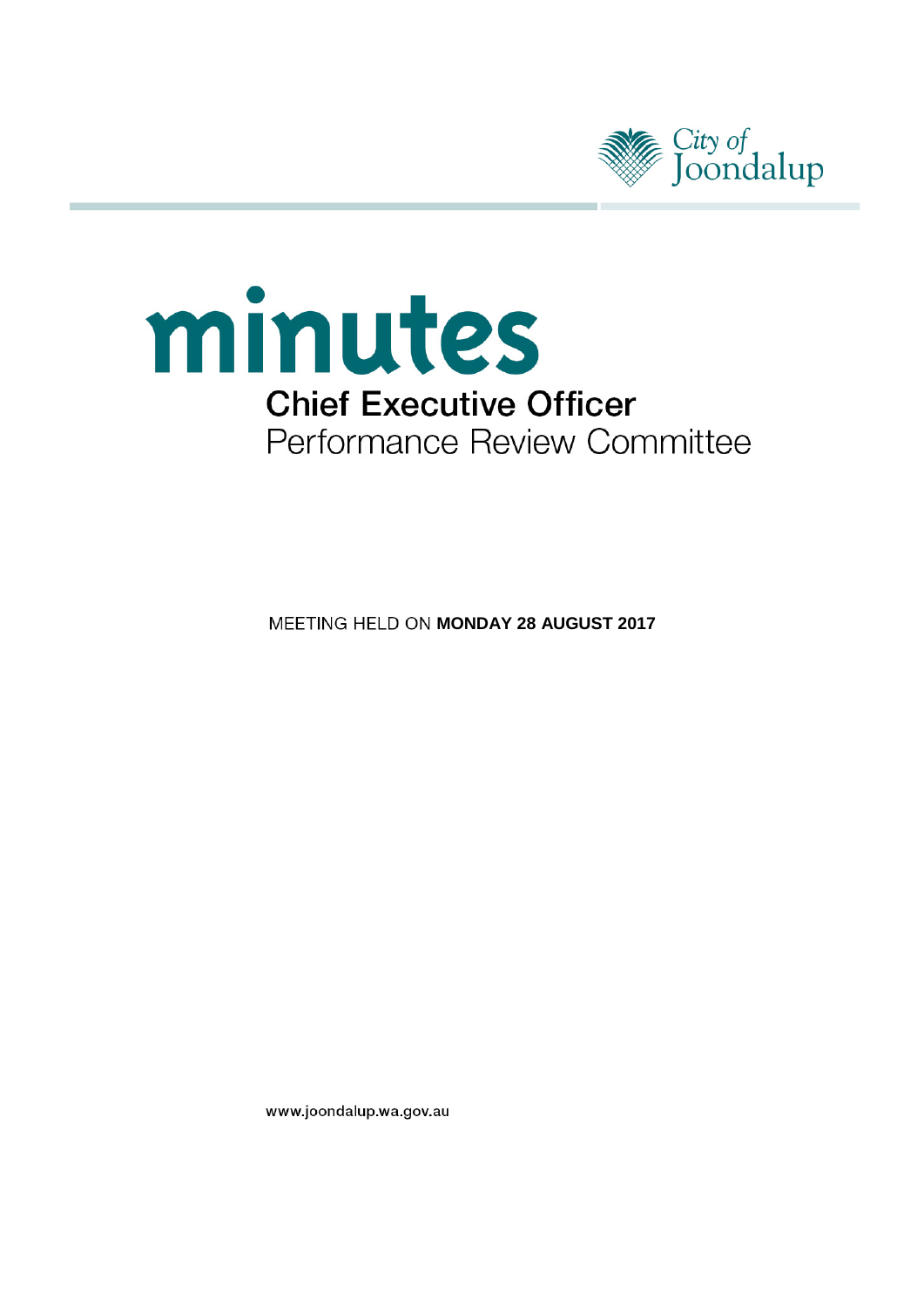City of Joondalup

# minutes

## Chief Executive Officer

## Performance Review Committee

MEETING HELD ON **MONDAY 28 AUGUST 2017**

www.joondalup.wa.gov.au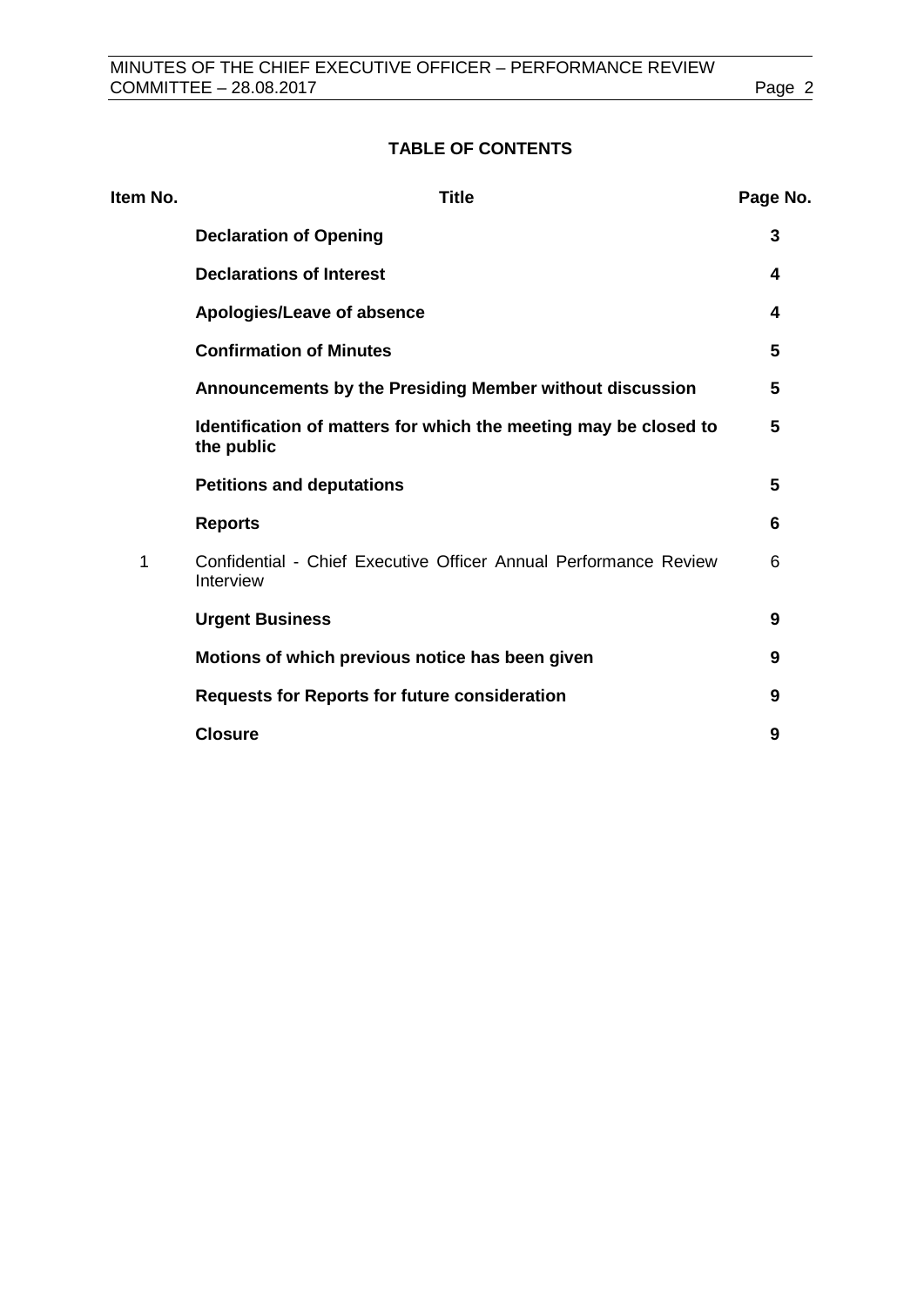## TABLE OF CONTENTS

| Item No. | Title | Page No. |
|---|---|---|
| | **Declaration of Opening** | **3** |
| | **Declarations of Interest** | **4** |
| | **Apologies/Leave of absence** | **4** |
| | **Confirmation of Minutes** | **5** |
| | **Announcements by the Presiding Member without discussion** | **5** |
| | **Identification of matters for which the meeting may be closed to the public** | **5** |
| | **Petitions and deputations** | **5** |
| | **Reports** | **6** |
| 1 | Confidential - Chief Executive Officer Annual Performance Review Interview | 6 |
| | **Urgent Business** | **9** |
| | **Motions of which previous notice has been given** | **9** |
| | **Requests for Reports for future consideration** | **9** |
| | **Closure** | **9** |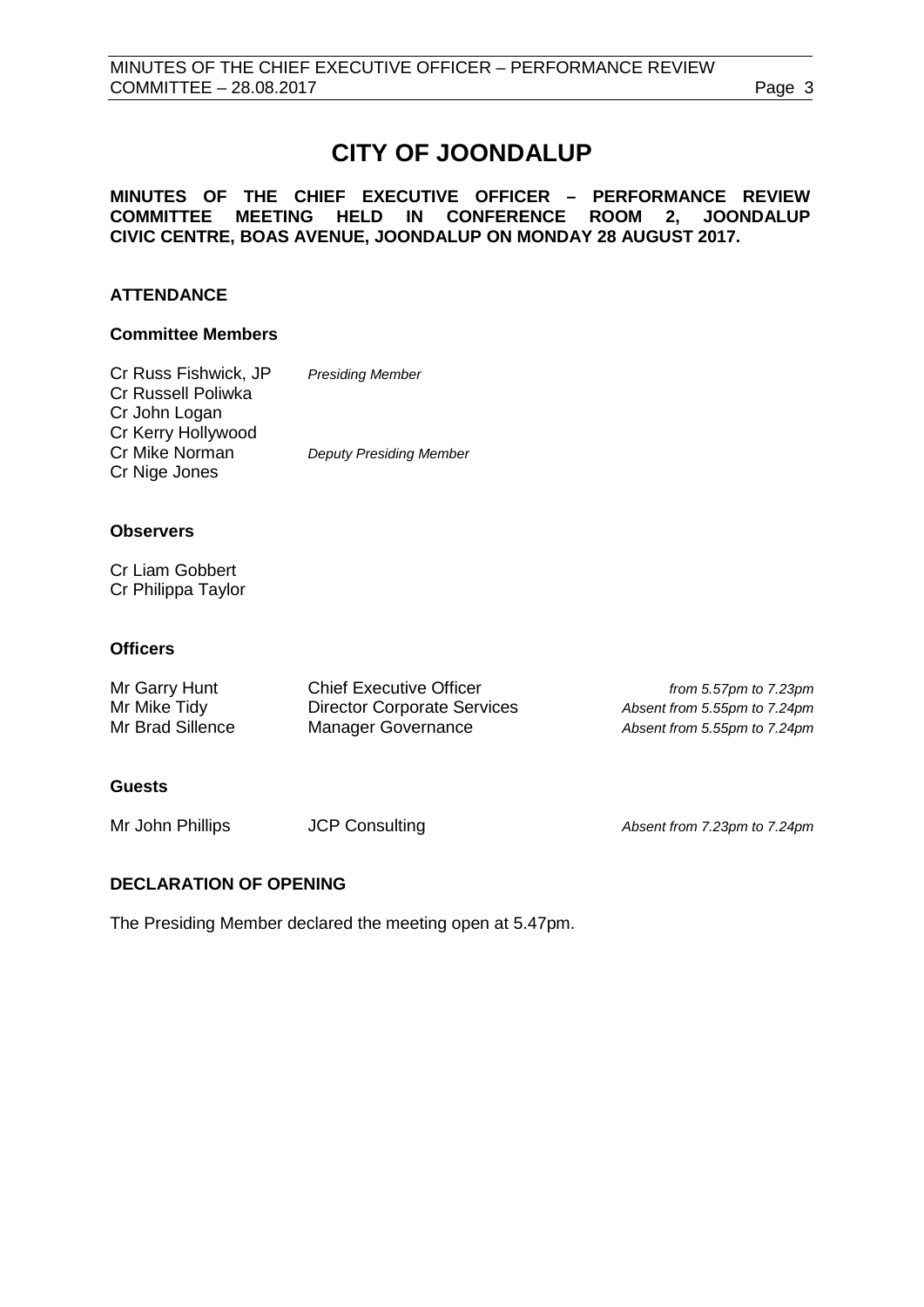# CITY OF JOONDALUP

**MINUTES OF THE CHIEF EXECUTIVE OFFICER – PERFORMANCE REVIEW COMMITTEE MEETING HELD IN CONFERENCE ROOM 2, JOONDALUP CIVIC CENTRE, BOAS AVENUE, JOONDALUP ON MONDAY 28 AUGUST 2017.**

## ATTENDANCE

### Committee Members

| | |
|---|---|
| Cr Russ Fishwick, JP | *Presiding Member* |
| Cr Russell Poliwka | |
| Cr John Logan | |
| Cr Kerry Hollywood | |
| Cr Mike Norman | *Deputy Presiding Member* |
| Cr Nige Jones | |

### Observers

Cr Liam Gobbert
Cr Philippa Taylor

### Officers

| | | |
|---|---|---|
| Mr Garry Hunt | Chief Executive Officer | *from 5.57pm to 7.23pm* |
| Mr Mike Tidy | Director Corporate Services | *Absent from 5.55pm to 7.24pm* |
| Mr Brad Sillence | Manager Governance | *Absent from 5.55pm to 7.24pm* |

### Guests

| | | |
|---|---|---|
| Mr John Phillips | JCP Consulting | *Absent from 7.23pm to 7.24pm* |

## DECLARATION OF OPENING

The Presiding Member declared the meeting open at 5.47pm.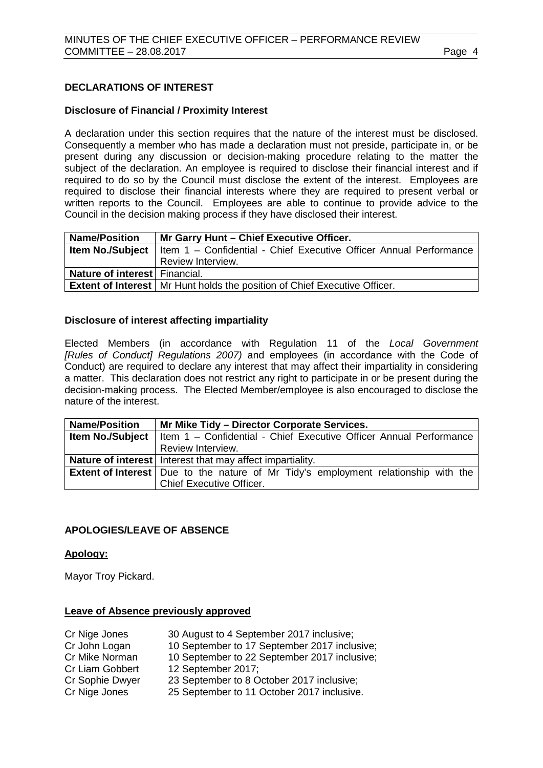## DECLARATIONS OF INTEREST

### Disclosure of Financial / Proximity Interest

A declaration under this section requires that the nature of the interest must be disclosed. Consequently a member who has made a declaration must not preside, participate in, or be present during any discussion or decision-making procedure relating to the matter the subject of the declaration. An employee is required to disclose their financial interest and if required to do so by the Council must disclose the extent of the interest. Employees are required to disclose their financial interests where they are required to present verbal or written reports to the Council. Employees are able to continue to provide advice to the Council in the decision making process if they have disclosed their interest.

| **Name/Position** | **Mr Garry Hunt – Chief Executive Officer.** |
|---|---|
| **Item No./Subject** | Item 1 – Confidential - Chief Executive Officer Annual Performance Review Interview. |
| **Nature of interest** | Financial. |
| **Extent of Interest** | Mr Hunt holds the position of Chief Executive Officer. |

### Disclosure of interest affecting impartiality

Elected Members (in accordance with Regulation 11 of the *Local Government [Rules of Conduct] Regulations 2007)* and employees (in accordance with the Code of Conduct) are required to declare any interest that may affect their impartiality in considering a matter. This declaration does not restrict any right to participate in or be present during the decision-making process. The Elected Member/employee is also encouraged to disclose the nature of the interest.

| **Name/Position** | **Mr Mike Tidy – Director Corporate Services.** |
|---|---|
| **Item No./Subject** | Item 1 – Confidential - Chief Executive Officer Annual Performance Review Interview. |
| **Nature of interest** | Interest that may affect impartiality. |
| **Extent of Interest** | Due to the nature of Mr Tidy's employment relationship with the Chief Executive Officer. |

## APOLOGIES/LEAVE OF ABSENCE

**Apology:**

Mayor Troy Pickard.

**Leave of Absence previously approved**

Cr Nige Jones 30 August to 4 September 2017 inclusive;
Cr John Logan 10 September to 17 September 2017 inclusive;
Cr Mike Norman 10 September to 22 September 2017 inclusive;
Cr Liam Gobbert 12 September 2017;
Cr Sophie Dwyer 23 September to 8 October 2017 inclusive;
Cr Nige Jones 25 September to 11 October 2017 inclusive.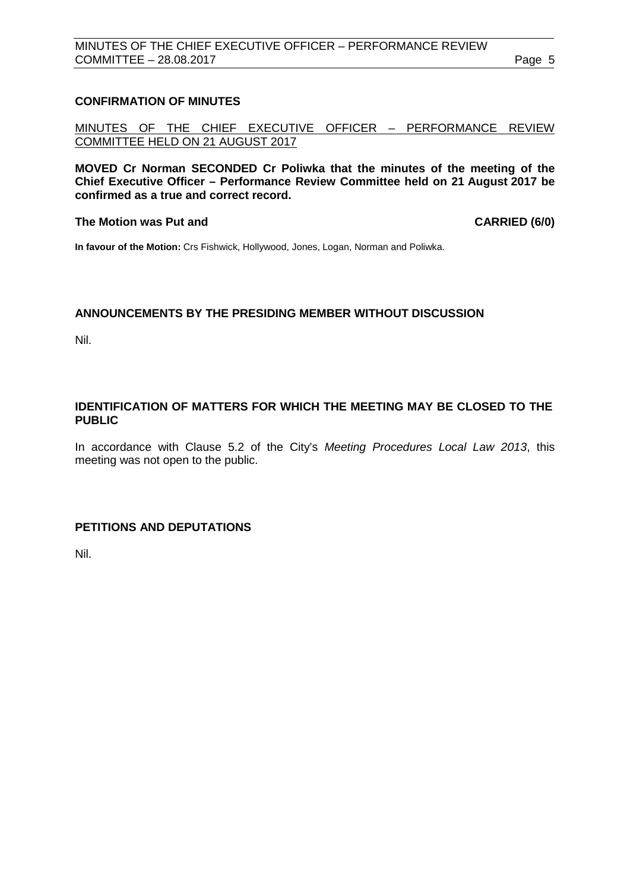## CONFIRMATION OF MINUTES

<u>MINUTES OF THE CHIEF EXECUTIVE OFFICER – PERFORMANCE REVIEW COMMITTEE HELD ON 21 AUGUST 2017</u>

**MOVED Cr Norman SECONDED Cr Poliwka that the minutes of the meeting of the Chief Executive Officer – Performance Review Committee held on 21 August 2017 be confirmed as a true and correct record.**

**The Motion was Put and CARRIED (6/0)**

**In favour of the Motion:** Crs Fishwick, Hollywood, Jones, Logan, Norman and Poliwka.

## ANNOUNCEMENTS BY THE PRESIDING MEMBER WITHOUT DISCUSSION

Nil.

## IDENTIFICATION OF MATTERS FOR WHICH THE MEETING MAY BE CLOSED TO THE PUBLIC

In accordance with Clause 5.2 of the City's *Meeting Procedures Local Law 2013*, this meeting was not open to the public.

## PETITIONS AND DEPUTATIONS

Nil.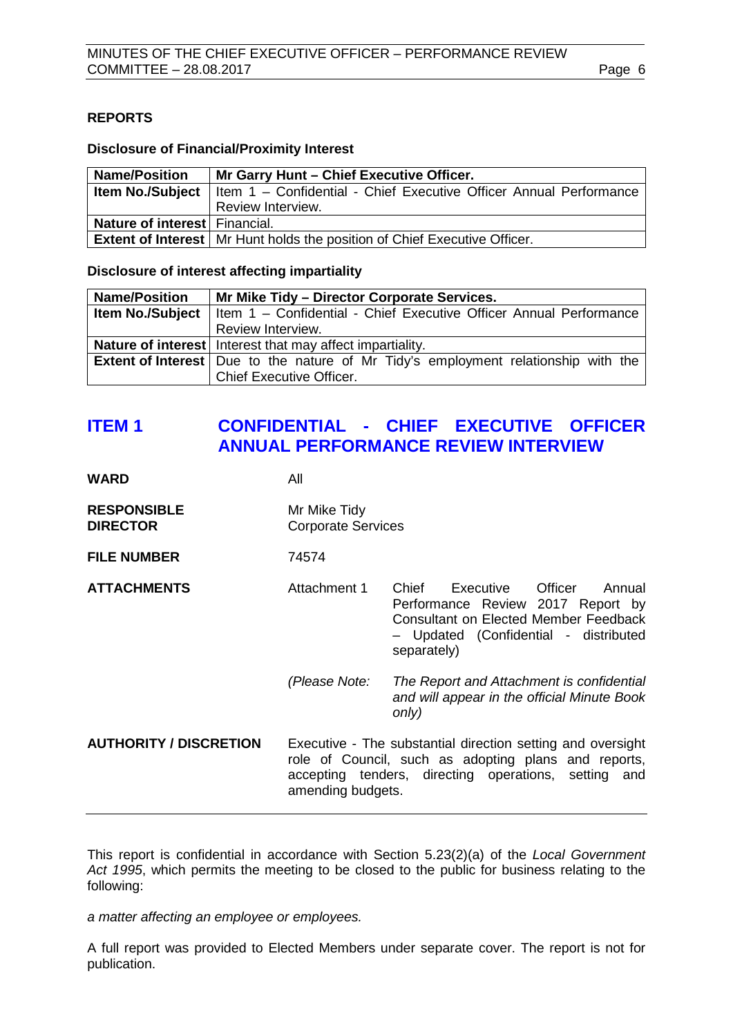## REPORTS

### Disclosure of Financial/Proximity Interest

| Name/Position | Mr Garry Hunt – Chief Executive Officer. |
|---|---|
| **Item No./Subject** | Item 1 – Confidential - Chief Executive Officer Annual Performance Review Interview. |
| **Nature of interest** | Financial. |
| **Extent of Interest** | Mr Hunt holds the position of Chief Executive Officer. |

### Disclosure of interest affecting impartiality

| Name/Position | Mr Mike Tidy – Director Corporate Services. |
|---|---|
| **Item No./Subject** | Item 1 – Confidential - Chief Executive Officer Annual Performance Review Interview. |
| **Nature of interest** | Interest that may affect impartiality. |
| **Extent of Interest** | Due to the nature of Mr Tidy's employment relationship with the Chief Executive Officer. |

## ITEM 1 CONFIDENTIAL - CHIEF EXECUTIVE OFFICER ANNUAL PERFORMANCE REVIEW INTERVIEW

**WARD** All

**RESPONSIBLE DIRECTOR** Mr Mike Tidy
Corporate Services

**FILE NUMBER** 74574

**ATTACHMENTS** Attachment 1 Chief Executive Officer Annual Performance Review 2017 Report by Consultant on Elected Member Feedback – Updated (Confidential - distributed separately)

*(Please Note: The Report and Attachment is confidential and will appear in the official Minute Book only)*

**AUTHORITY / DISCRETION** Executive - The substantial direction setting and oversight role of Council, such as adopting plans and reports, accepting tenders, directing operations, setting and amending budgets.

---

This report is confidential in accordance with Section 5.23(2)(a) of the *Local Government Act 1995*, which permits the meeting to be closed to the public for business relating to the following:

*a matter affecting an employee or employees.*

A full report was provided to Elected Members under separate cover. The report is not for publication.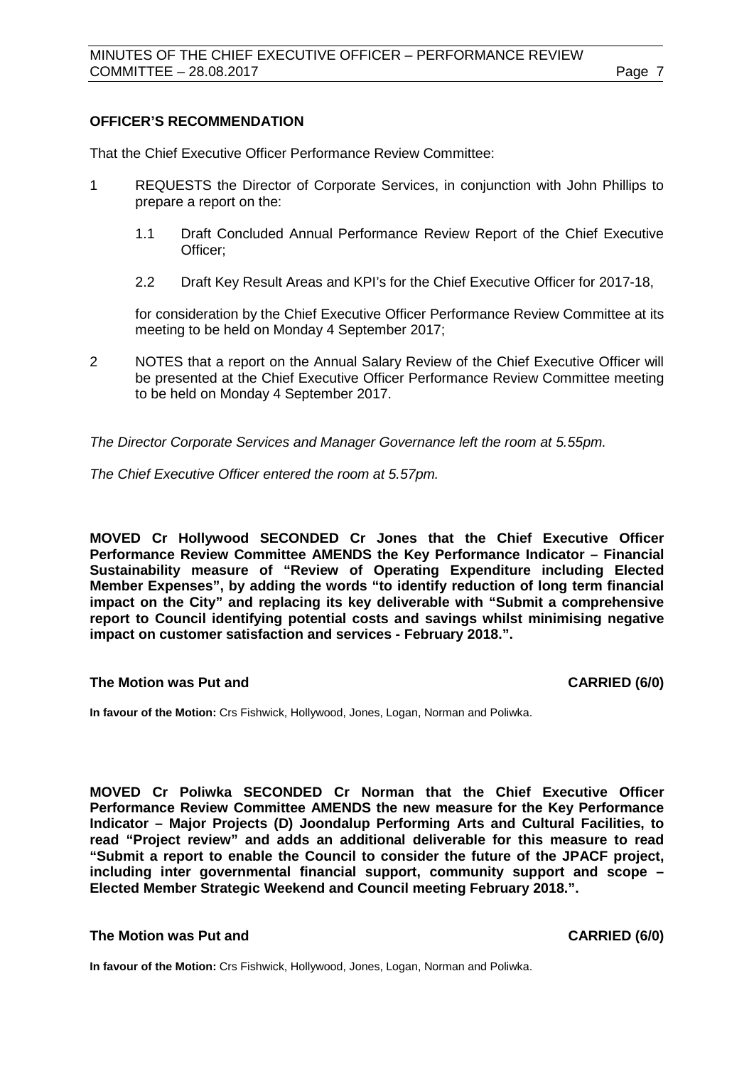**OFFICER'S RECOMMENDATION**

That the Chief Executive Officer Performance Review Committee:

1 REQUESTS the Director of Corporate Services, in conjunction with John Phillips to prepare a report on the:

   1.1 Draft Concluded Annual Performance Review Report of the Chief Executive Officer;

   2.2 Draft Key Result Areas and KPI's for the Chief Executive Officer for 2017-18,

   for consideration by the Chief Executive Officer Performance Review Committee at its meeting to be held on Monday 4 September 2017;

2 NOTES that a report on the Annual Salary Review of the Chief Executive Officer will be presented at the Chief Executive Officer Performance Review Committee meeting to be held on Monday 4 September 2017.

*The Director Corporate Services and Manager Governance left the room at 5.55pm.*

*The Chief Executive Officer entered the room at 5.57pm.*

**MOVED Cr Hollywood SECONDED Cr Jones that the Chief Executive Officer Performance Review Committee AMENDS the Key Performance Indicator – Financial Sustainability measure of "Review of Operating Expenditure including Elected Member Expenses", by adding the words "to identify reduction of long term financial impact on the City" and replacing its key deliverable with "Submit a comprehensive report to Council identifying potential costs and savings whilst minimising negative impact on customer satisfaction and services - February 2018.".**

**The Motion was Put and CARRIED (6/0)**

**In favour of the Motion:** Crs Fishwick, Hollywood, Jones, Logan, Norman and Poliwka.

**MOVED Cr Poliwka SECONDED Cr Norman that the Chief Executive Officer Performance Review Committee AMENDS the new measure for the Key Performance Indicator – Major Projects (D) Joondalup Performing Arts and Cultural Facilities, to read "Project review" and adds an additional deliverable for this measure to read "Submit a report to enable the Council to consider the future of the JPACF project, including inter governmental financial support, community support and scope – Elected Member Strategic Weekend and Council meeting February 2018.".**

**The Motion was Put and CARRIED (6/0)**

**In favour of the Motion:** Crs Fishwick, Hollywood, Jones, Logan, Norman and Poliwka.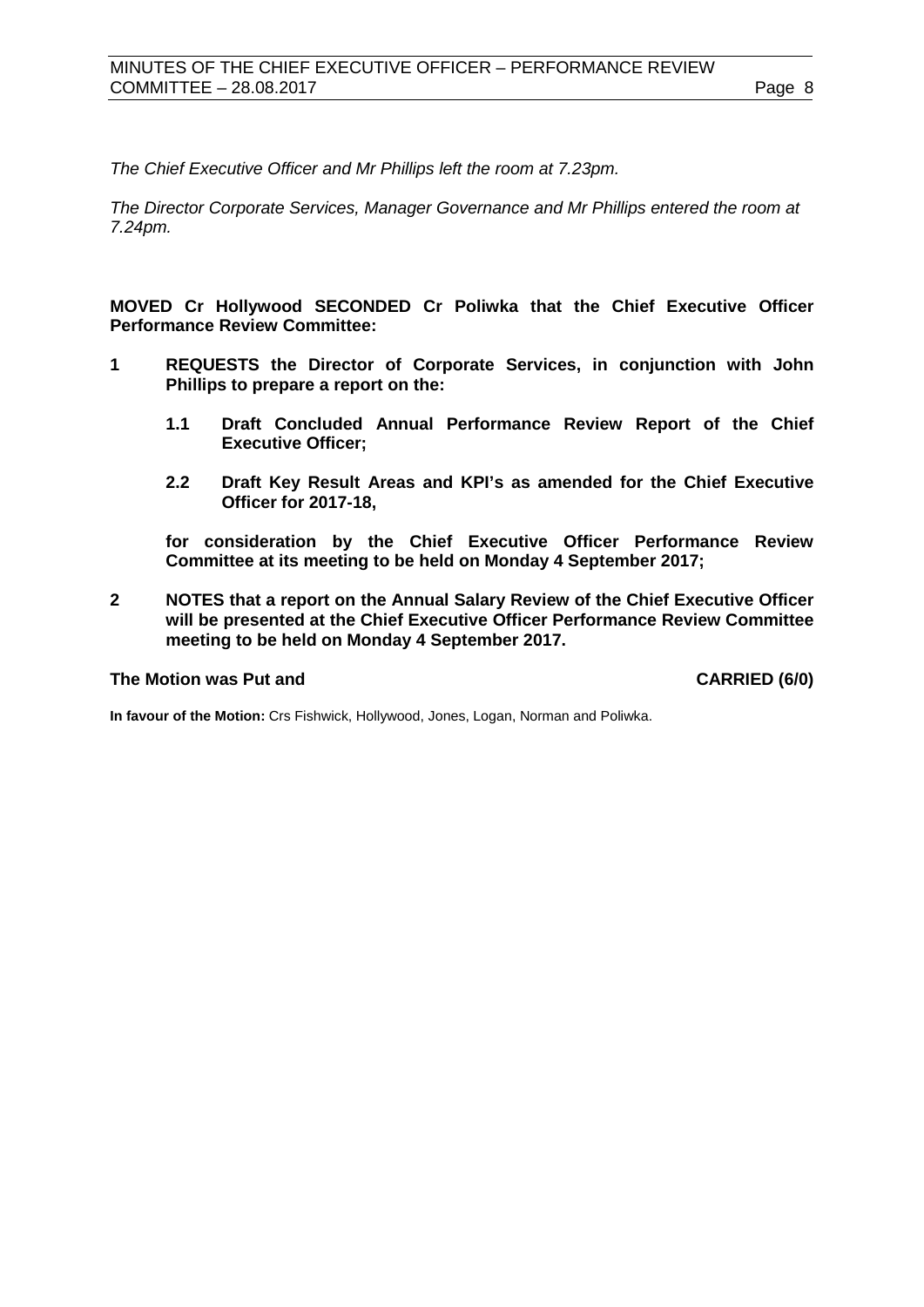*The Chief Executive Officer and Mr Phillips left the room at 7.23pm.*

*The Director Corporate Services, Manager Governance and Mr Phillips entered the room at 7.24pm.*

**MOVED Cr Hollywood SECONDED Cr Poliwka that the Chief Executive Officer Performance Review Committee:**

**1 REQUESTS the Director of Corporate Services, in conjunction with John Phillips to prepare a report on the:**

> **1.1 Draft Concluded Annual Performance Review Report of the Chief Executive Officer;**
>
> **2.2 Draft Key Result Areas and KPI's as amended for the Chief Executive Officer for 2017-18,**

**for consideration by the Chief Executive Officer Performance Review Committee at its meeting to be held on Monday 4 September 2017;**

**2 NOTES that a report on the Annual Salary Review of the Chief Executive Officer will be presented at the Chief Executive Officer Performance Review Committee meeting to be held on Monday 4 September 2017.**

**The Motion was Put and CARRIED (6/0)**

**In favour of the Motion:** Crs Fishwick, Hollywood, Jones, Logan, Norman and Poliwka.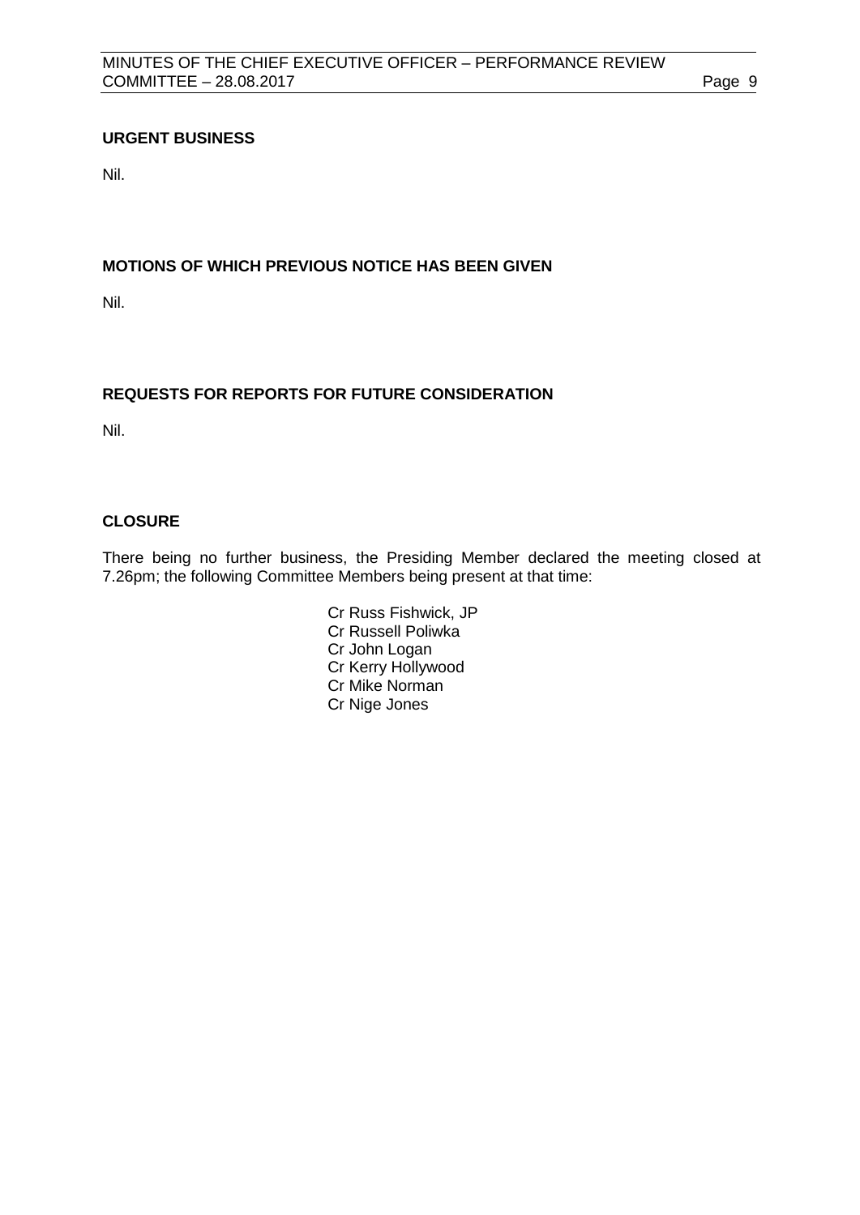## URGENT BUSINESS

Nil.

## MOTIONS OF WHICH PREVIOUS NOTICE HAS BEEN GIVEN

Nil.

## REQUESTS FOR REPORTS FOR FUTURE CONSIDERATION

Nil.

## CLOSURE

There being no further business, the Presiding Member declared the meeting closed at 7.26pm; the following Committee Members being present at that time:

Cr Russ Fishwick, JP
Cr Russell Poliwka
Cr John Logan
Cr Kerry Hollywood
Cr Mike Norman
Cr Nige Jones